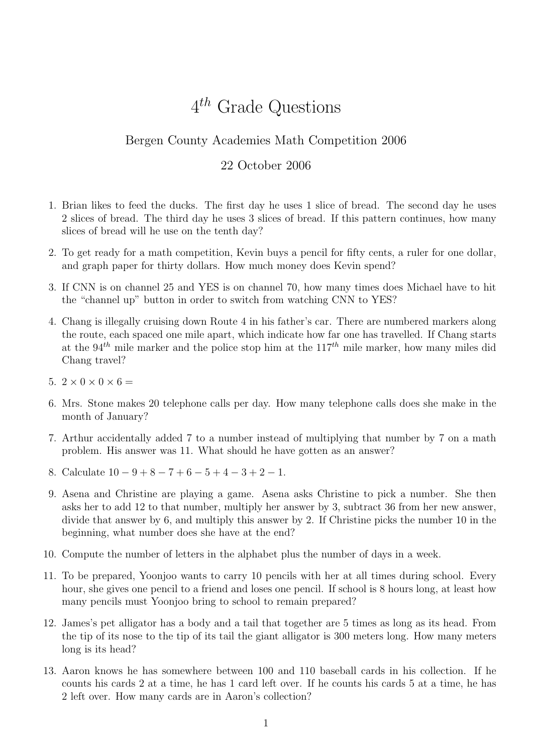# $4^{th}$ Grade Questions

Bergen County Academies Math Competition 2006

22 October 2006

1. Brian likes to feed the ducks. The first day he uses 1 slice of bread. The second day he uses 2 slices of bread. The third day he uses 3 slices of bread. If this pattern continues, how many slices of bread will he use on the tenth day?

2. To get ready for a math competition, Kevin buys a pencil for fifty cents, a ruler for one dollar, and graph paper for thirty dollars. How much money does Kevin spend?

3. If CNN is on channel 25 and YES is on channel 70, how many times does Michael have to hit the "channel up" button in order to switch from watching CNN to YES?

4. Chang is illegally cruising down Route 4 in his father's car. There are numbered markers along the route, each spaced one mile apart, which indicate how far one has travelled. If Chang starts at the $94^{th}$ mile marker and the police stop him at the $117^{th}$ mile marker, how many miles did Chang travel?

5. $2 \times 0 \times 0 \times 6 =$

6. Mrs. Stone makes 20 telephone calls per day. How many telephone calls does she make in the month of January?

7. Arthur accidentally added 7 to a number instead of multiplying that number by 7 on a math problem. His answer was 11. What should he have gotten as an answer?

8. Calculate $10 - 9 + 8 - 7 + 6 - 5 + 4 - 3 + 2 - 1$.

9. Asena and Christine are playing a game. Asena asks Christine to pick a number. She then asks her to add 12 to that number, multiply her answer by 3, subtract 36 from her new answer, divide that answer by 6, and multiply this answer by 2. If Christine picks the number 10 in the beginning, what number does she have at the end?

10. Compute the number of letters in the alphabet plus the number of days in a week.

11. To be prepared, Yoonjoo wants to carry 10 pencils with her at all times during school. Every hour, she gives one pencil to a friend and loses one pencil. If school is 8 hours long, at least how many pencils must Yoonjoo bring to school to remain prepared?

12. James's pet alligator has a body and a tail that together are 5 times as long as its head. From the tip of its nose to the tip of its tail the giant alligator is 300 meters long. How many meters long is its head?

13. Aaron knows he has somewhere between 100 and 110 baseball cards in his collection. If he counts his cards 2 at a time, he has 1 card left over. If he counts his cards 5 at a time, he has 2 left over. How many cards are in Aaron's collection?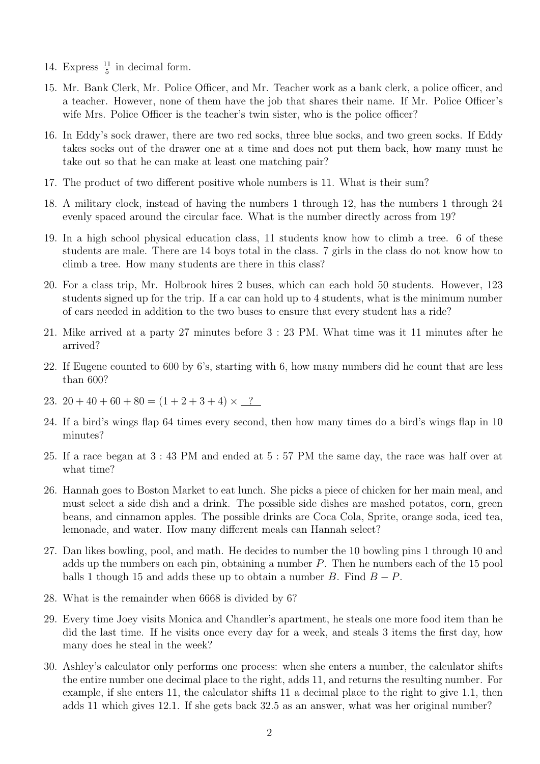14. Express $\frac{11}{5}$ in decimal form.

15. Mr. Bank Clerk, Mr. Police Officer, and Mr. Teacher work as a bank clerk, a police officer, and a teacher. However, none of them have the job that shares their name. If Mr. Police Officer's wife Mrs. Police Officer is the teacher's twin sister, who is the police officer?

16. In Eddy's sock drawer, there are two red socks, three blue socks, and two green socks. If Eddy takes socks out of the drawer one at a time and does not put them back, how many must he take out so that he can make at least one matching pair?

17. The product of two different positive whole numbers is 11. What is their sum?

18. A military clock, instead of having the numbers 1 through 12, has the numbers 1 through 24 evenly spaced around the circular face. What is the number directly across from 19?

19. In a high school physical education class, 11 students know how to climb a tree. 6 of these students are male. There are 14 boys total in the class. 7 girls in the class do not know how to climb a tree. How many students are there in this class?

20. For a class trip, Mr. Holbrook hires 2 buses, which can each hold 50 students. However, 123 students signed up for the trip. If a car can hold up to 4 students, what is the minimum number of cars needed in addition to the two buses to ensure that every student has a ride?

21. Mike arrived at a party 27 minutes before 3 : 23 PM. What time was it 11 minutes after he arrived?

22. If Eugene counted to 600 by 6's, starting with 6, how many numbers did he count that are less than 600?

23. $20 + 40 + 60 + 80 = (1 + 2 + 3 + 4) \times \underline{\ \ ?\ \ }$

24. If a bird's wings flap 64 times every second, then how many times do a bird's wings flap in 10 minutes?

25. If a race began at 3 : 43 PM and ended at 5 : 57 PM the same day, the race was half over at what time?

26. Hannah goes to Boston Market to eat lunch. She picks a piece of chicken for her main meal, and must select a side dish and a drink. The possible side dishes are mashed potatos, corn, green beans, and cinnamon apples. The possible drinks are Coca Cola, Sprite, orange soda, iced tea, lemonade, and water. How many different meals can Hannah select?

27. Dan likes bowling, pool, and math. He decides to number the 10 bowling pins 1 through 10 and adds up the numbers on each pin, obtaining a number $P$. Then he numbers each of the 15 pool balls 1 though 15 and adds these up to obtain a number $B$. Find $B - P$.

28. What is the remainder when 6668 is divided by 6?

29. Every time Joey visits Monica and Chandler's apartment, he steals one more food item than he did the last time. If he visits once every day for a week, and steals 3 items the first day, how many does he steal in the week?

30. Ashley's calculator only performs one process: when she enters a number, the calculator shifts the entire number one decimal place to the right, adds 11, and returns the resulting number. For example, if she enters 11, the calculator shifts 11 a decimal place to the right to give 1.1, then adds 11 which gives 12.1. If she gets back 32.5 as an answer, what was her original number?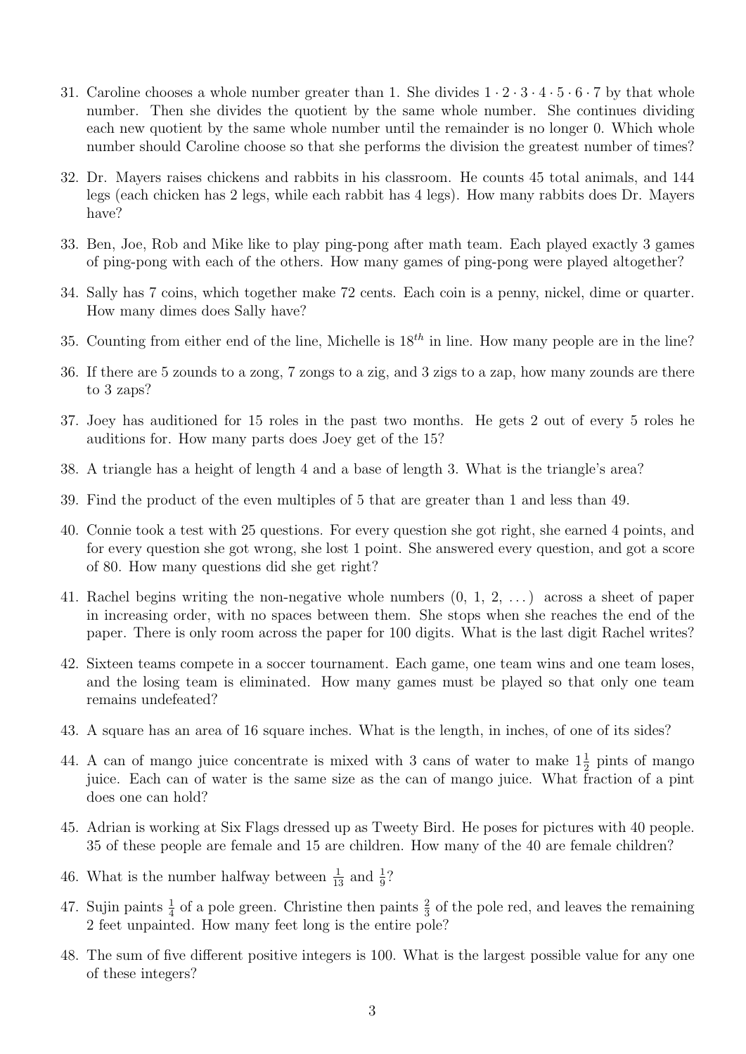31. Caroline chooses a whole number greater than 1. She divides $1 \cdot 2 \cdot 3 \cdot 4 \cdot 5 \cdot 6 \cdot 7$ by that whole number. Then she divides the quotient by the same whole number. She continues dividing each new quotient by the same whole number until the remainder is no longer 0. Which whole number should Caroline choose so that she performs the division the greatest number of times?

32. Dr. Mayers raises chickens and rabbits in his classroom. He counts 45 total animals, and 144 legs (each chicken has 2 legs, while each rabbit has 4 legs). How many rabbits does Dr. Mayers have?

33. Ben, Joe, Rob and Mike like to play ping-pong after math team. Each played exactly 3 games of ping-pong with each of the others. How many games of ping-pong were played altogether?

34. Sally has 7 coins, which together make 72 cents. Each coin is a penny, nickel, dime or quarter. How many dimes does Sally have?

35. Counting from either end of the line, Michelle is $18^{th}$ in line. How many people are in the line?

36. If there are 5 zounds to a zong, 7 zongs to a zig, and 3 zigs to a zap, how many zounds are there to 3 zaps?

37. Joey has auditioned for 15 roles in the past two months. He gets 2 out of every 5 roles he auditions for. How many parts does Joey get of the 15?

38. A triangle has a height of length 4 and a base of length 3. What is the triangle's area?

39. Find the product of the even multiples of 5 that are greater than 1 and less than 49.

40. Connie took a test with 25 questions. For every question she got right, she earned 4 points, and for every question she got wrong, she lost 1 point. She answered every question, and got a score of 80. How many questions did she get right?

41. Rachel begins writing the non-negative whole numbers (0, 1, 2, ...) across a sheet of paper in increasing order, with no spaces between them. She stops when she reaches the end of the paper. There is only room across the paper for 100 digits. What is the last digit Rachel writes?

42. Sixteen teams compete in a soccer tournament. Each game, one team wins and one team loses, and the losing team is eliminated. How many games must be played so that only one team remains undefeated?

43. A square has an area of 16 square inches. What is the length, in inches, of one of its sides?

44. A can of mango juice concentrate is mixed with 3 cans of water to make $1\frac{1}{2}$ pints of mango juice. Each can of water is the same size as the can of mango juice. What fraction of a pint does one can hold?

45. Adrian is working at Six Flags dressed up as Tweety Bird. He poses for pictures with 40 people. 35 of these people are female and 15 are children. How many of the 40 are female children?

46. What is the number halfway between $\frac{1}{13}$ and $\frac{1}{9}$?

47. Sujin paints $\frac{1}{4}$ of a pole green. Christine then paints $\frac{2}{3}$ of the pole red, and leaves the remaining 2 feet unpainted. How many feet long is the entire pole?

48. The sum of five different positive integers is 100. What is the largest possible value for any one of these integers?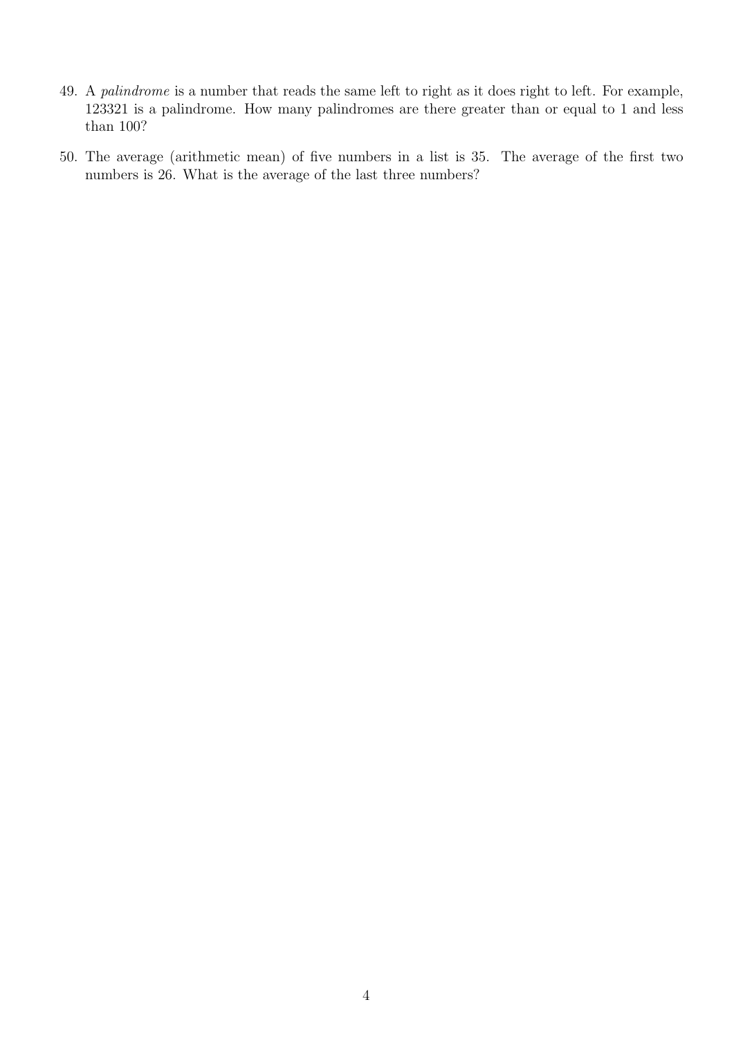49. A *palindrome* is a number that reads the same left to right as it does right to left. For example, 123321 is a palindrome. How many palindromes are there greater than or equal to 1 and less than 100?

50. The average (arithmetic mean) of five numbers in a list is 35. The average of the first two numbers is 26. What is the average of the last three numbers?